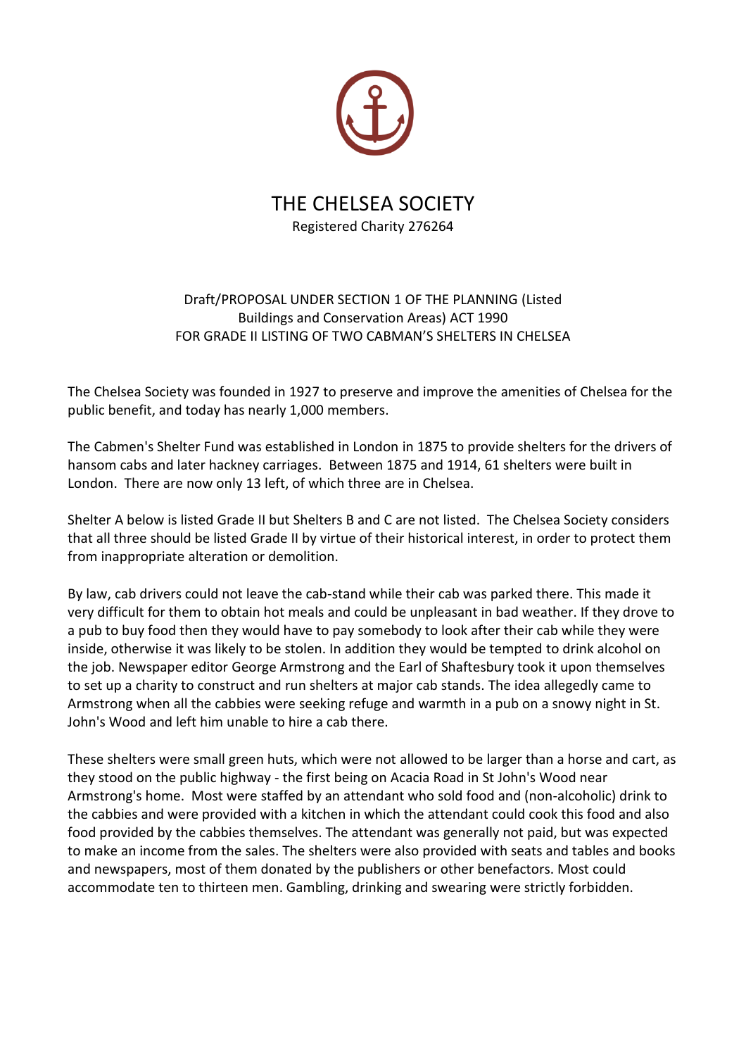# THE CHELSEA SOCIETY

Registered Charity 276264

Draft/PROPOSAL UNDER SECTION 1 OF THE PLANNING (Listed Buildings and Conservation Areas) ACT 1990
FOR GRADE II LISTING OF TWO CABMAN'S SHELTERS IN CHELSEA

The Chelsea Society was founded in 1927 to preserve and improve the amenities of Chelsea for the public benefit, and today has nearly 1,000 members.

The Cabmen's Shelter Fund was established in London in 1875 to provide shelters for the drivers of hansom cabs and later hackney carriages. Between 1875 and 1914, 61 shelters were built in London. There are now only 13 left, of which three are in Chelsea.

Shelter A below is listed Grade II but Shelters B and C are not listed. The Chelsea Society considers that all three should be listed Grade II by virtue of their historical interest, in order to protect them from inappropriate alteration or demolition.

By law, cab drivers could not leave the cab-stand while their cab was parked there. This made it very difficult for them to obtain hot meals and could be unpleasant in bad weather. If they drove to a pub to buy food then they would have to pay somebody to look after their cab while they were inside, otherwise it was likely to be stolen. In addition they would be tempted to drink alcohol on the job. Newspaper editor George Armstrong and the Earl of Shaftesbury took it upon themselves to set up a charity to construct and run shelters at major cab stands. The idea allegedly came to Armstrong when all the cabbies were seeking refuge and warmth in a pub on a snowy night in St. John's Wood and left him unable to hire a cab there.

These shelters were small green huts, which were not allowed to be larger than a horse and cart, as they stood on the public highway - the first being on Acacia Road in St John's Wood near Armstrong's home. Most were staffed by an attendant who sold food and (non-alcoholic) drink to the cabbies and were provided with a kitchen in which the attendant could cook this food and also food provided by the cabbies themselves. The attendant was generally not paid, but was expected to make an income from the sales. The shelters were also provided with seats and tables and books and newspapers, most of them donated by the publishers or other benefactors. Most could accommodate ten to thirteen men. Gambling, drinking and swearing were strictly forbidden.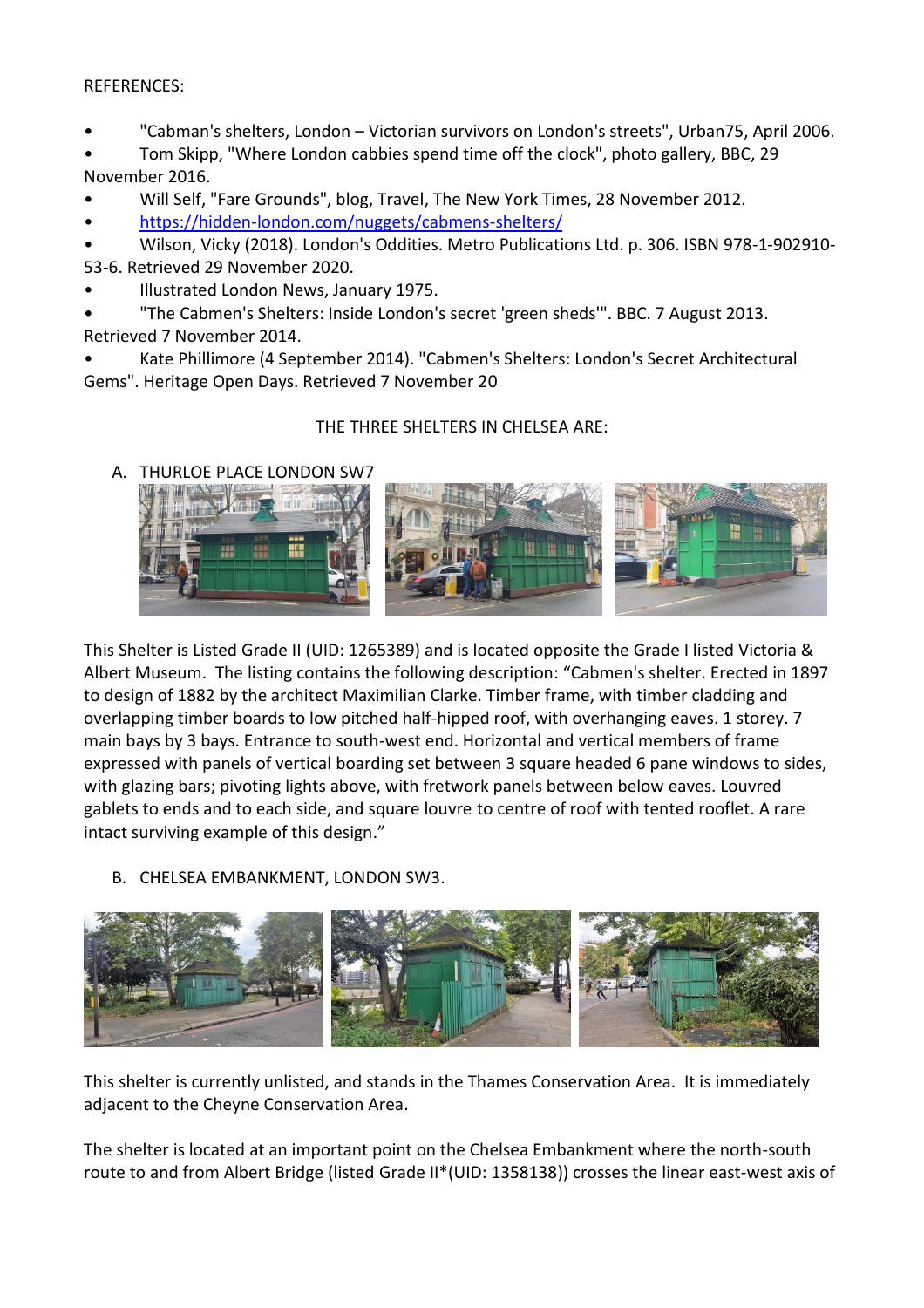REFERENCES:

- "Cabman's shelters, London – Victorian survivors on London's streets", Urban75, April 2006.
- Tom Skipp, "Where London cabbies spend time off the clock", photo gallery, BBC, 29 November 2016.
- Will Self, "Fare Grounds", blog, Travel, The New York Times, 28 November 2012.
- https://hidden-london.com/nuggets/cabmens-shelters/
- Wilson, Vicky (2018). London's Oddities. Metro Publications Ltd. p. 306. ISBN 978-1-902910-53-6. Retrieved 29 November 2020.
- Illustrated London News, January 1975.
- "The Cabmen's Shelters: Inside London's secret 'green sheds'". BBC. 7 August 2013. Retrieved 7 November 2014.
- Kate Phillimore (4 September 2014). "Cabmen's Shelters: London's Secret Architectural Gems". Heritage Open Days. Retrieved 7 November 20

THE THREE SHELTERS IN CHELSEA ARE:

A. THURLOE PLACE LONDON SW7

This Shelter is Listed Grade II (UID: 1265389) and is located opposite the Grade I listed Victoria & Albert Museum. The listing contains the following description: "Cabmen's shelter. Erected in 1897 to design of 1882 by the architect Maximilian Clarke. Timber frame, with timber cladding and overlapping timber boards to low pitched half-hipped roof, with overhanging eaves. 1 storey. 7 main bays by 3 bays. Entrance to south-west end. Horizontal and vertical members of frame expressed with panels of vertical boarding set between 3 square headed 6 pane windows to sides, with glazing bars; pivoting lights above, with fretwork panels between below eaves. Louvred gablets to ends and to each side, and square louvre to centre of roof with tented rooflet. A rare intact surviving example of this design."

B. CHELSEA EMBANKMENT, LONDON SW3.

This shelter is currently unlisted, and stands in the Thames Conservation Area. It is immediately adjacent to the Cheyne Conservation Area.

The shelter is located at an important point on the Chelsea Embankment where the north-south route to and from Albert Bridge (listed Grade II*(UID: 1358138)) crosses the linear east-west axis of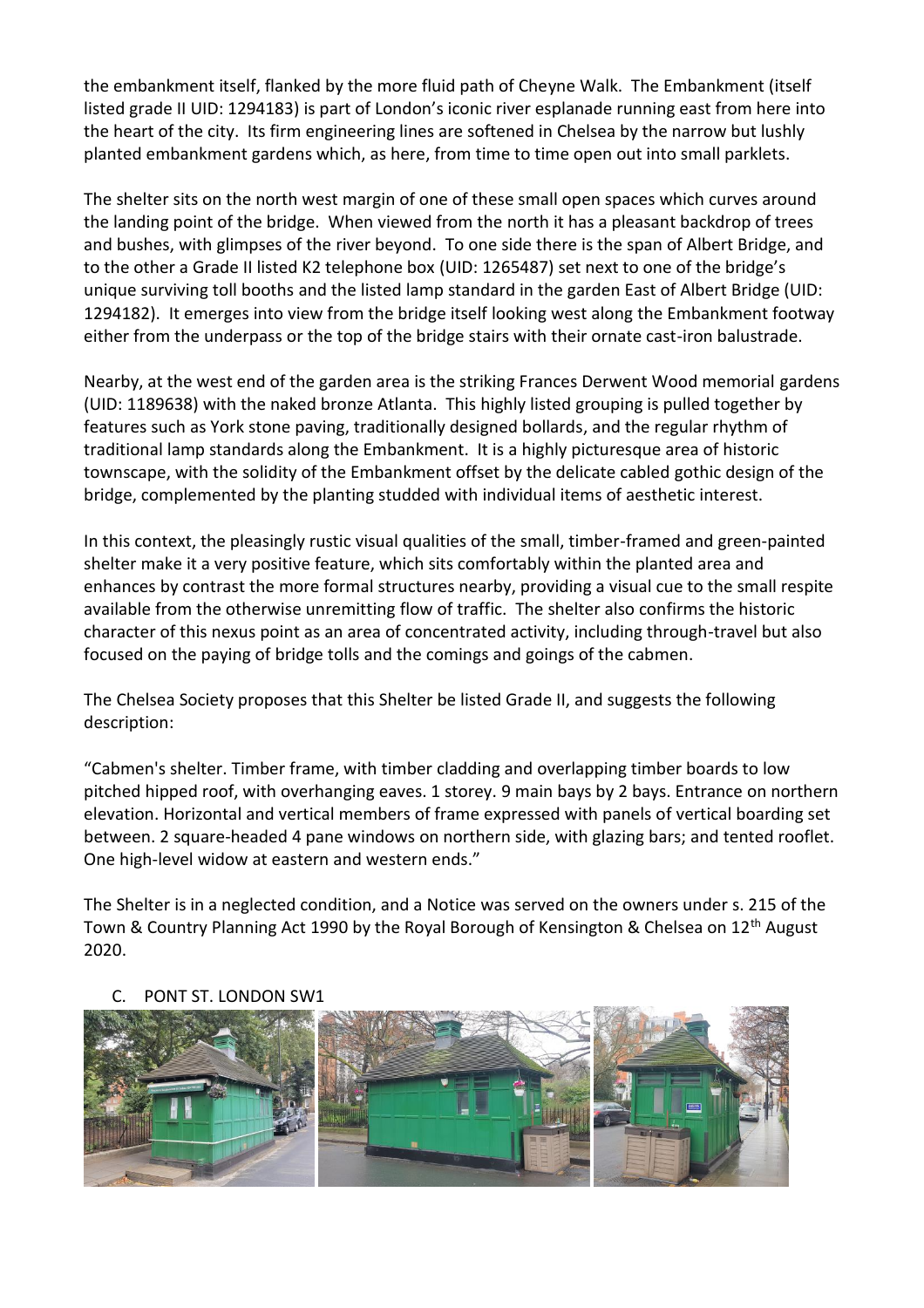the embankment itself, flanked by the more fluid path of Cheyne Walk. The Embankment (itself listed grade II UID: 1294183) is part of London's iconic river esplanade running east from here into the heart of the city. Its firm engineering lines are softened in Chelsea by the narrow but lushly planted embankment gardens which, as here, from time to time open out into small parklets.

The shelter sits on the north west margin of one of these small open spaces which curves around the landing point of the bridge. When viewed from the north it has a pleasant backdrop of trees and bushes, with glimpses of the river beyond. To one side there is the span of Albert Bridge, and to the other a Grade II listed K2 telephone box (UID: 1265487) set next to one of the bridge's unique surviving toll booths and the listed lamp standard in the garden East of Albert Bridge (UID: 1294182). It emerges into view from the bridge itself looking west along the Embankment footway either from the underpass or the top of the bridge stairs with their ornate cast-iron balustrade.

Nearby, at the west end of the garden area is the striking Frances Derwent Wood memorial gardens (UID: 1189638) with the naked bronze Atlanta. This highly listed grouping is pulled together by features such as York stone paving, traditionally designed bollards, and the regular rhythm of traditional lamp standards along the Embankment. It is a highly picturesque area of historic townscape, with the solidity of the Embankment offset by the delicate cabled gothic design of the bridge, complemented by the planting studded with individual items of aesthetic interest.

In this context, the pleasingly rustic visual qualities of the small, timber-framed and green-painted shelter make it a very positive feature, which sits comfortably within the planted area and enhances by contrast the more formal structures nearby, providing a visual cue to the small respite available from the otherwise unremitting flow of traffic. The shelter also confirms the historic character of this nexus point as an area of concentrated activity, including through-travel but also focused on the paying of bridge tolls and the comings and goings of the cabmen.

The Chelsea Society proposes that this Shelter be listed Grade II, and suggests the following description:

"Cabmen's shelter. Timber frame, with timber cladding and overlapping timber boards to low pitched hipped roof, with overhanging eaves. 1 storey. 9 main bays by 2 bays. Entrance on northern elevation. Horizontal and vertical members of frame expressed with panels of vertical boarding set between. 2 square-headed 4 pane windows on northern side, with glazing bars; and tented rooflet. One high-level widow at eastern and western ends."

The Shelter is in a neglected condition, and a Notice was served on the owners under s. 215 of the Town & Country Planning Act 1990 by the Royal Borough of Kensington & Chelsea on 12th August 2020.

C. PONT ST. LONDON SW1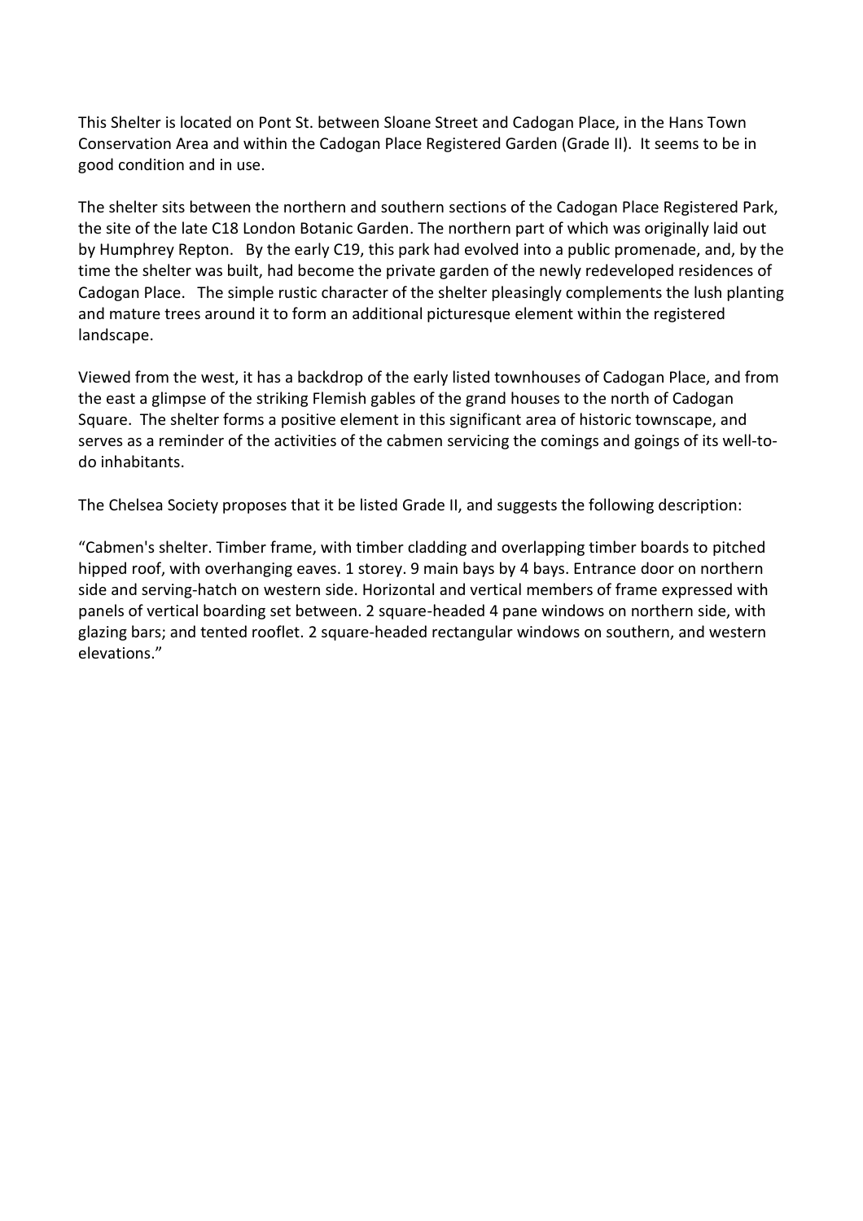This Shelter is located on Pont St. between Sloane Street and Cadogan Place, in the Hans Town Conservation Area and within the Cadogan Place Registered Garden (Grade II). It seems to be in good condition and in use.

The shelter sits between the northern and southern sections of the Cadogan Place Registered Park, the site of the late C18 London Botanic Garden. The northern part of which was originally laid out by Humphrey Repton. By the early C19, this park had evolved into a public promenade, and, by the time the shelter was built, had become the private garden of the newly redeveloped residences of Cadogan Place. The simple rustic character of the shelter pleasingly complements the lush planting and mature trees around it to form an additional picturesque element within the registered landscape.

Viewed from the west, it has a backdrop of the early listed townhouses of Cadogan Place, and from the east a glimpse of the striking Flemish gables of the grand houses to the north of Cadogan Square. The shelter forms a positive element in this significant area of historic townscape, and serves as a reminder of the activities of the cabmen servicing the comings and goings of its well-to-do inhabitants.

The Chelsea Society proposes that it be listed Grade II, and suggests the following description:

"Cabmen's shelter. Timber frame, with timber cladding and overlapping timber boards to pitched hipped roof, with overhanging eaves. 1 storey. 9 main bays by 4 bays. Entrance door on northern side and serving-hatch on western side. Horizontal and vertical members of frame expressed with panels of vertical boarding set between. 2 square-headed 4 pane windows on northern side, with glazing bars; and tented rooflet. 2 square-headed rectangular windows on southern, and western elevations."